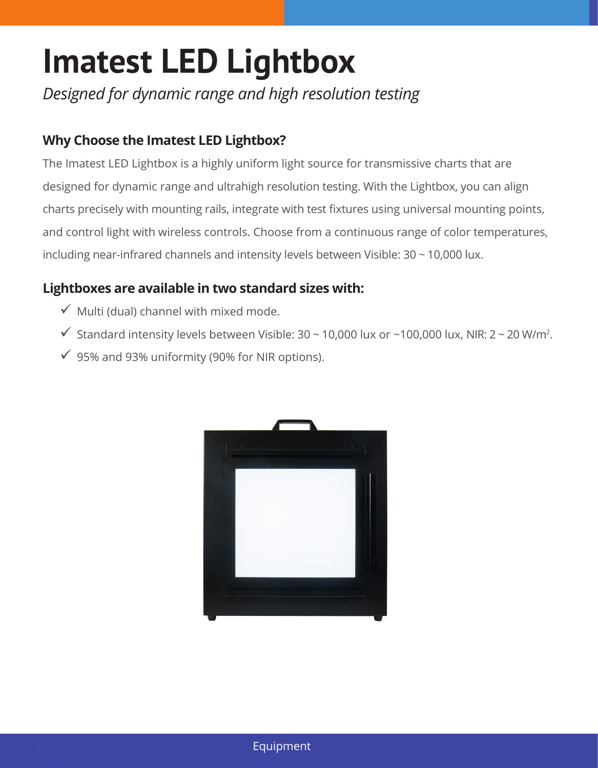# Imatest LED Lightbox

*Designed for dynamic range and high resolution testing*

### Why Choose the Imatest LED Lightbox?

The Imatest LED Lightbox is a highly uniform light source for transmissive charts that are designed for dynamic range and ultrahigh resolution testing. With the Lightbox, you can align charts precisely with mounting rails, integrate with test fixtures using universal mounting points, and control light with wireless controls. Choose from a continuous range of color temperatures, including near-infrared channels and intensity levels between Visible: 30 ~ 10,000 lux.

### Lightboxes are available in two standard sizes with:

- ✓ Multi (dual) channel with mixed mode.
- ✓ Standard intensity levels between Visible: 30 ~ 10,000 lux or ~100,000 lux, NIR: 2 ~ 20 W/$m^2$.
- ✓ 95% and 93% uniformity (90% for NIR options).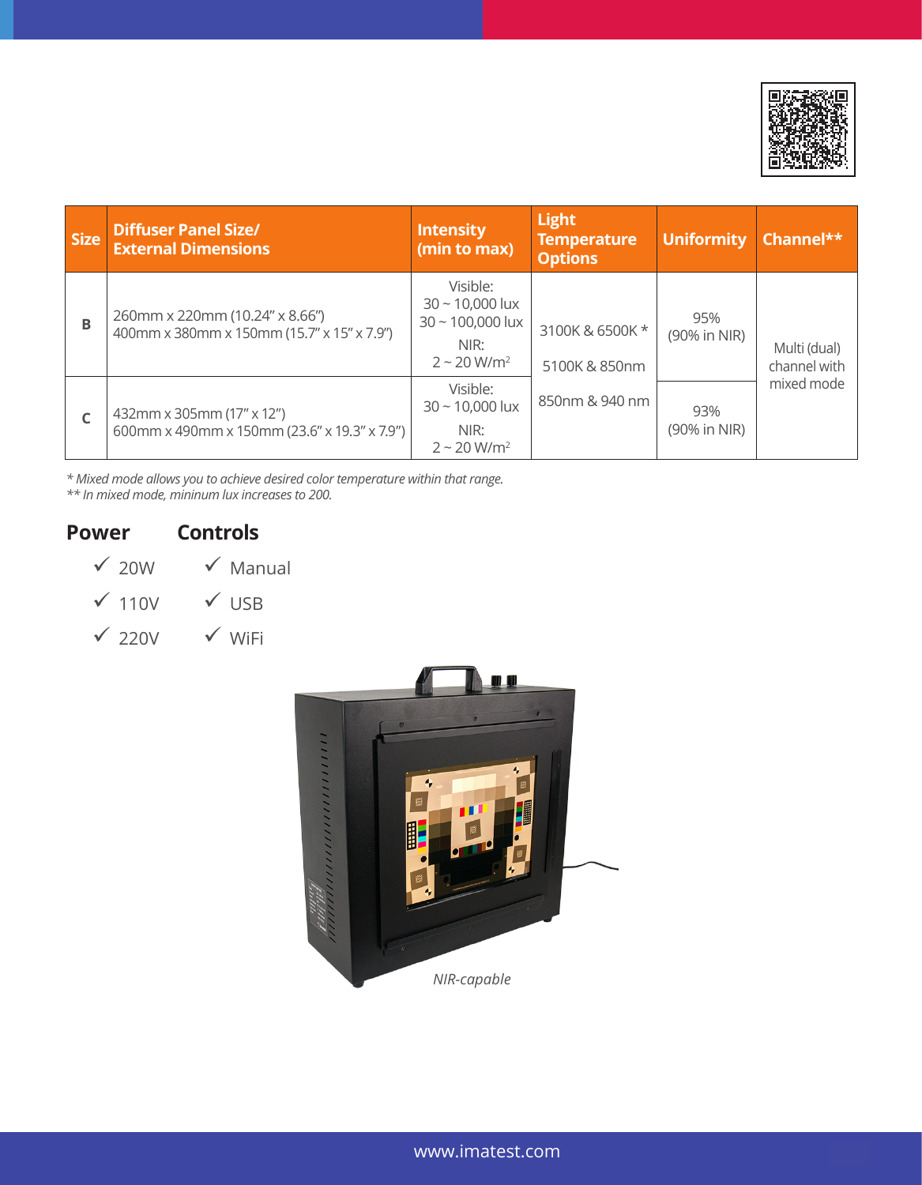| Size | Diffuser Panel Size/ External Dimensions | Intensity (min to max) | Light Temperature Options | Uniformity | Channel** |
|---|---|---|---|---|---|
| B | 260mm x 220mm (10.24" x 8.66") 400mm x 380mm x 150mm (15.7" x 15" x 7.9") | Visible: 30 ~ 10,000 lux 30 ~ 100,000 lux NIR: 2 ~ 20 W/m$^2$ | 3100K & 6500K * 5100K & 850nm 850nm & 940 nm | 95% (90% in NIR) | Multi (dual) channel with mixed mode |
| C | 432mm x 305mm (17" x 12") 600mm x 490mm x 150mm (23.6" x 19.3" x 7.9") | Visible: 30 ~ 10,000 lux NIR: 2 ~ 20 W/m$^2$ | | 93% (90% in NIR) | |

*\* Mixed mode allows you to achieve desired color temperature within that range.*
*\*\* In mixed mode, mininum lux increases to 200.*

**Power**

- ✓ 20W
- ✓ 110V
- ✓ 220V

**Controls**

- ✓ Manual
- ✓ USB
- ✓ WiFi

*NIR-capable*

www.imatest.com